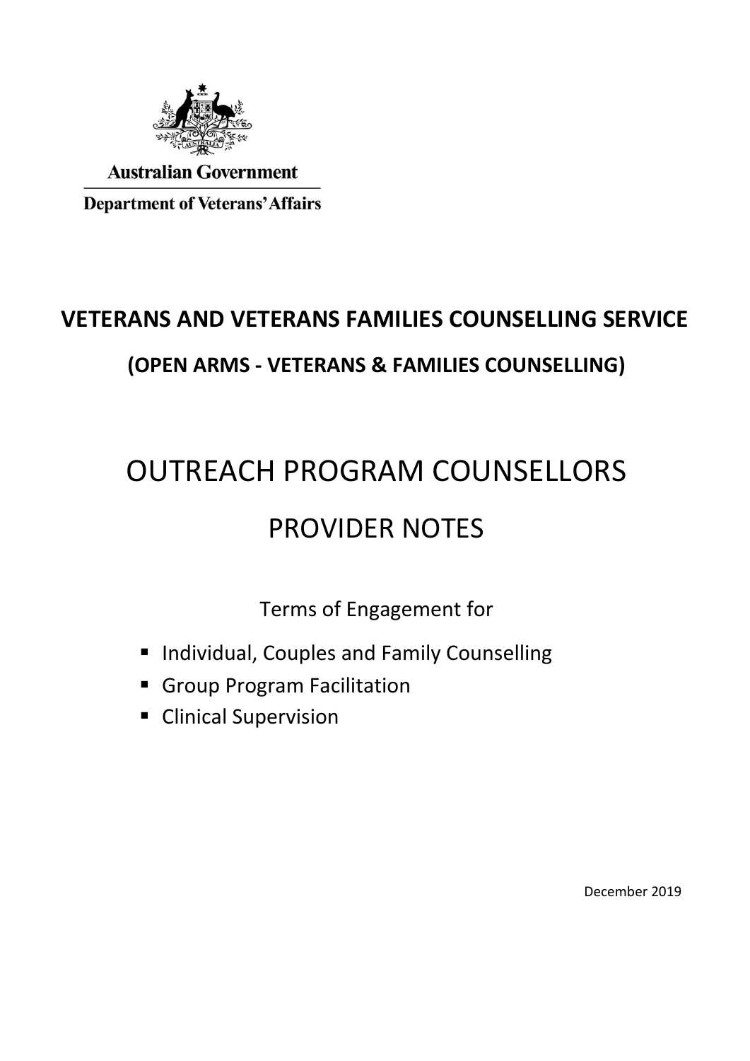Australian Government

Department of Veterans' Affairs

# VETERANS AND VETERANS FAMILIES COUNSELLING SERVICE

## (OPEN ARMS - VETERANS & FAMILIES COUNSELLING)

# OUTREACH PROGRAM COUNSELLORS

# PROVIDER NOTES

Terms of Engagement for

- Individual, Couples and Family Counselling
- Group Program Facilitation
- Clinical Supervision

December 2019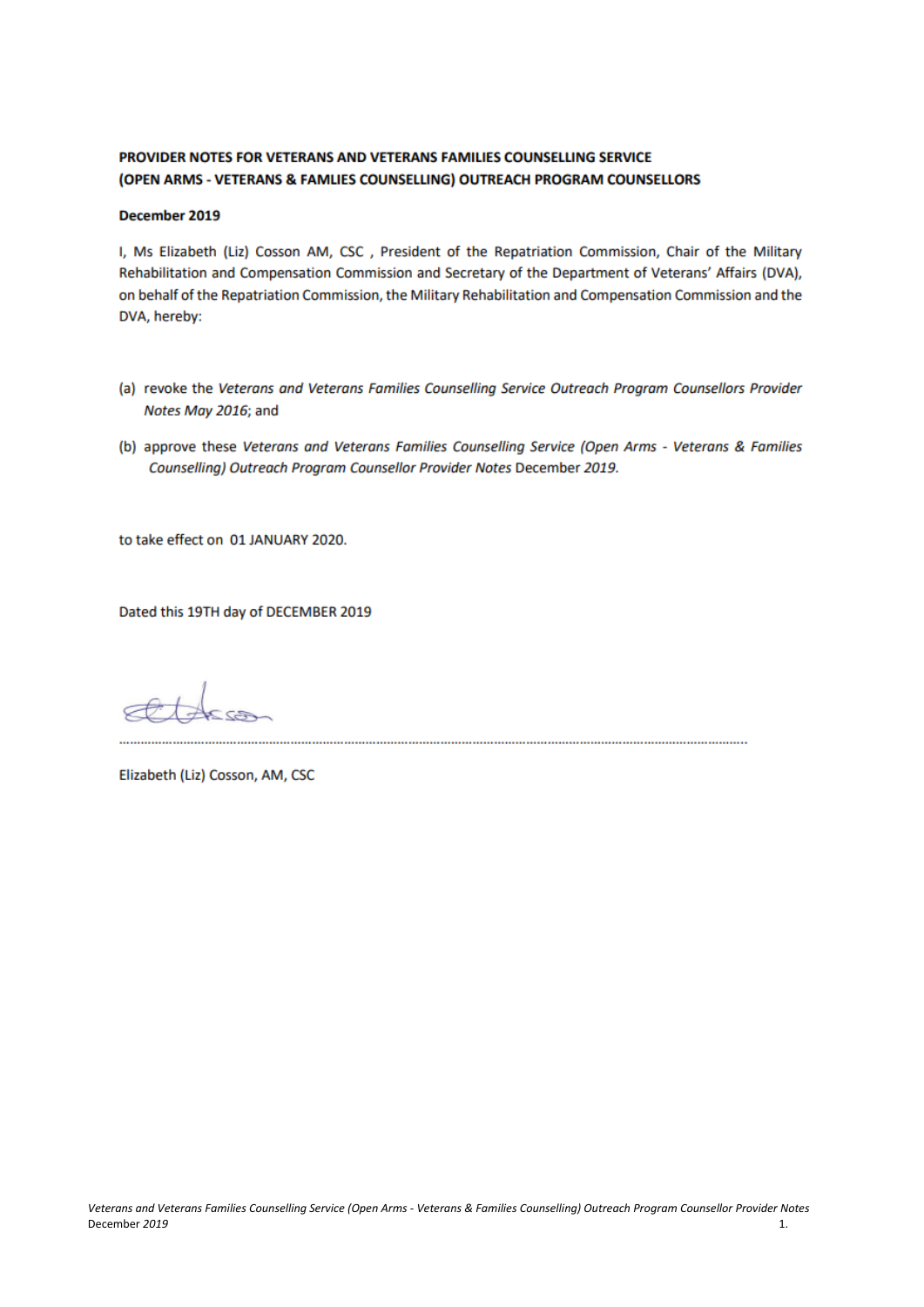**PROVIDER NOTES FOR VETERANS AND VETERANS FAMILIES COUNSELLING SERVICE (OPEN ARMS - VETERANS & FAMLIES COUNSELLING) OUTREACH PROGRAM COUNSELLORS**

**December 2019**

I, Ms Elizabeth (Liz) Cosson AM, CSC , President of the Repatriation Commission, Chair of the Military Rehabilitation and Compensation Commission and Secretary of the Department of Veterans' Affairs (DVA), on behalf of the Repatriation Commission, the Military Rehabilitation and Compensation Commission and the DVA, hereby:

(a) revoke the *Veterans and Veterans Families Counselling Service Outreach Program Counsellors Provider Notes May 2016*; and

(b) approve these *Veterans and Veterans Families Counselling Service (Open Arms - Veterans & Families Counselling) Outreach Program Counsellor Provider Notes* December *2019*.

to take effect on 01 JANUARY 2020.

Dated this 19TH day of DECEMBER 2019

..............................................................................................................................................................

Elizabeth (Liz) Cosson, AM, CSC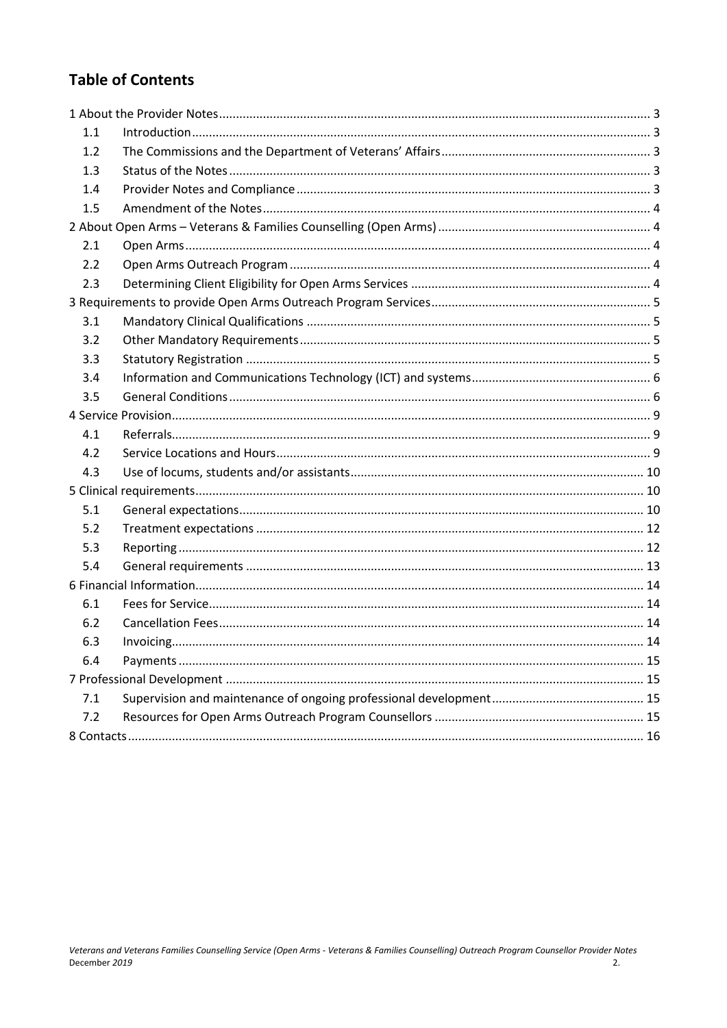## Table of Contents

- 1 About the Provider Notes ..... 3
  - 1.1 Introduction ..... 3
  - 1.2 The Commissions and the Department of Veterans' Affairs ..... 3
  - 1.3 Status of the Notes ..... 3
  - 1.4 Provider Notes and Compliance ..... 3
  - 1.5 Amendment of the Notes ..... 4
- 2 About Open Arms – Veterans & Families Counselling (Open Arms) ..... 4
  - 2.1 Open Arms ..... 4
  - 2.2 Open Arms Outreach Program ..... 4
  - 2.3 Determining Client Eligibility for Open Arms Services ..... 4
- 3 Requirements to provide Open Arms Outreach Program Services ..... 5
  - 3.1 Mandatory Clinical Qualifications ..... 5
  - 3.2 Other Mandatory Requirements ..... 5
  - 3.3 Statutory Registration ..... 5
  - 3.4 Information and Communications Technology (ICT) and systems ..... 6
  - 3.5 General Conditions ..... 6
- 4 Service Provision ..... 9
  - 4.1 Referrals ..... 9
  - 4.2 Service Locations and Hours ..... 9
  - 4.3 Use of locums, students and/or assistants ..... 10
- 5 Clinical requirements ..... 10
  - 5.1 General expectations ..... 10
  - 5.2 Treatment expectations ..... 12
  - 5.3 Reporting ..... 12
  - 5.4 General requirements ..... 13
- 6 Financial Information ..... 14
  - 6.1 Fees for Service ..... 14
  - 6.2 Cancellation Fees ..... 14
  - 6.3 Invoicing ..... 14
  - 6.4 Payments ..... 15
- 7 Professional Development ..... 15
  - 7.1 Supervision and maintenance of ongoing professional development ..... 15
  - 7.2 Resources for Open Arms Outreach Program Counsellors ..... 15
- 8 Contacts ..... 16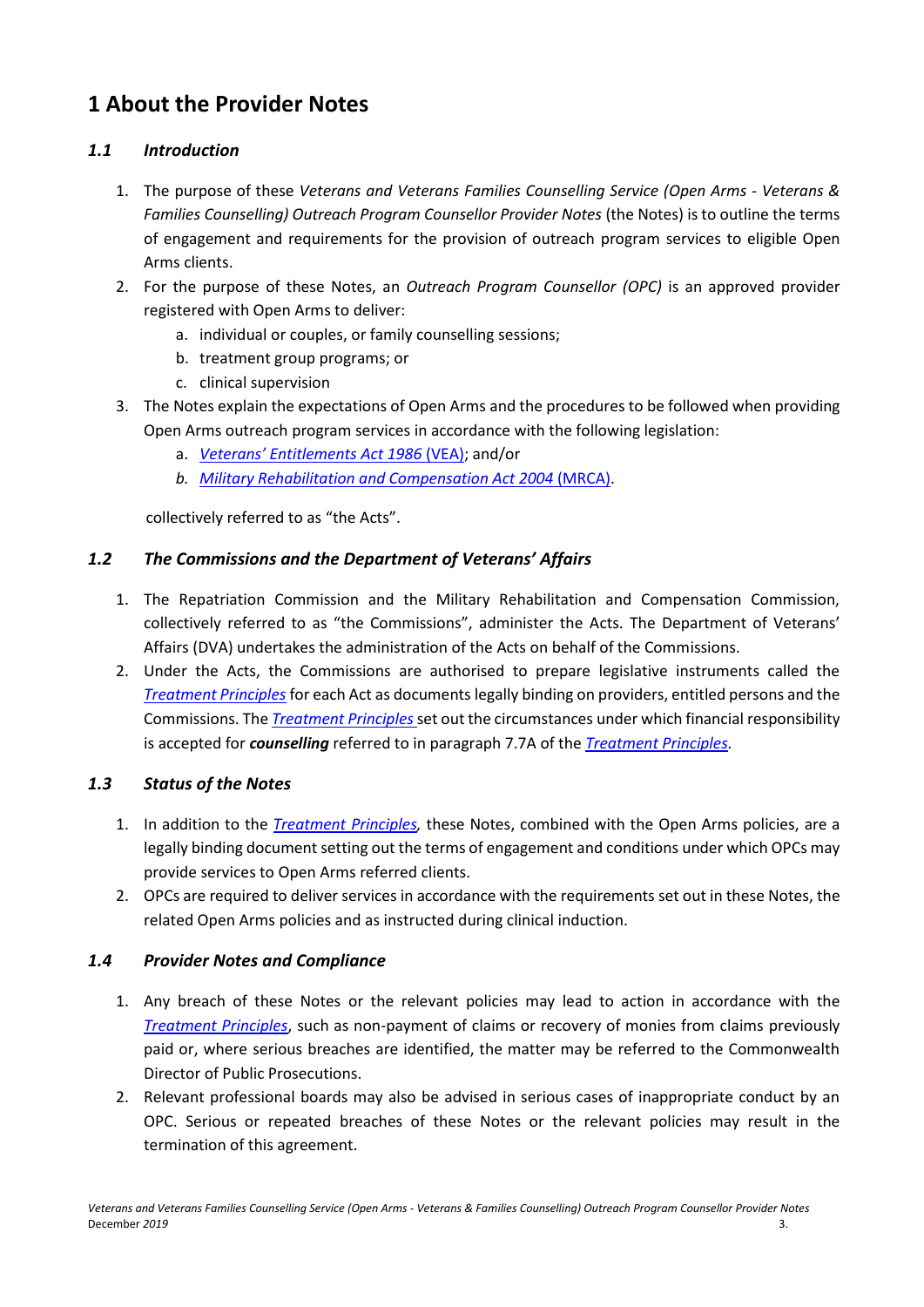# 1 About the Provider Notes

### *1.1 Introduction*

1. The purpose of these *Veterans and Veterans Families Counselling Service (Open Arms - Veterans & Families Counselling) Outreach Program Counsellor Provider Notes* (the Notes) is to outline the terms of engagement and requirements for the provision of outreach program services to eligible Open Arms clients.
2. For the purpose of these Notes, an *Outreach Program Counsellor (OPC)* is an approved provider registered with Open Arms to deliver:
   a. individual or couples, or family counselling sessions;
   b. treatment group programs; or
   c. clinical supervision
3. The Notes explain the expectations of Open Arms and the procedures to be followed when providing Open Arms outreach program services in accordance with the following legislation:
   a. *Veterans' Entitlements Act 1986* (VEA); and/or
   b. *Military Rehabilitation and Compensation Act 2004* (MRCA).

   collectively referred to as "the Acts".

### *1.2 The Commissions and the Department of Veterans' Affairs*

1. The Repatriation Commission and the Military Rehabilitation and Compensation Commission, collectively referred to as "the Commissions", administer the Acts. The Department of Veterans' Affairs (DVA) undertakes the administration of the Acts on behalf of the Commissions.
2. Under the Acts, the Commissions are authorised to prepare legislative instruments called the *Treatment Principles* for each Act as documents legally binding on providers, entitled persons and the Commissions. The *Treatment Principles* set out the circumstances under which financial responsibility is accepted for ***counselling*** referred to in paragraph 7.7A of the *Treatment Principles*.

### *1.3 Status of the Notes*

1. In addition to the *Treatment Principles*, these Notes, combined with the Open Arms policies, are a legally binding document setting out the terms of engagement and conditions under which OPCs may provide services to Open Arms referred clients.
2. OPCs are required to deliver services in accordance with the requirements set out in these Notes, the related Open Arms policies and as instructed during clinical induction.

### *1.4 Provider Notes and Compliance*

1. Any breach of these Notes or the relevant policies may lead to action in accordance with the *Treatment Principles*, such as non-payment of claims or recovery of monies from claims previously paid or, where serious breaches are identified, the matter may be referred to the Commonwealth Director of Public Prosecutions.
2. Relevant professional boards may also be advised in serious cases of inappropriate conduct by an OPC. Serious or repeated breaches of these Notes or the relevant policies may result in the termination of this agreement.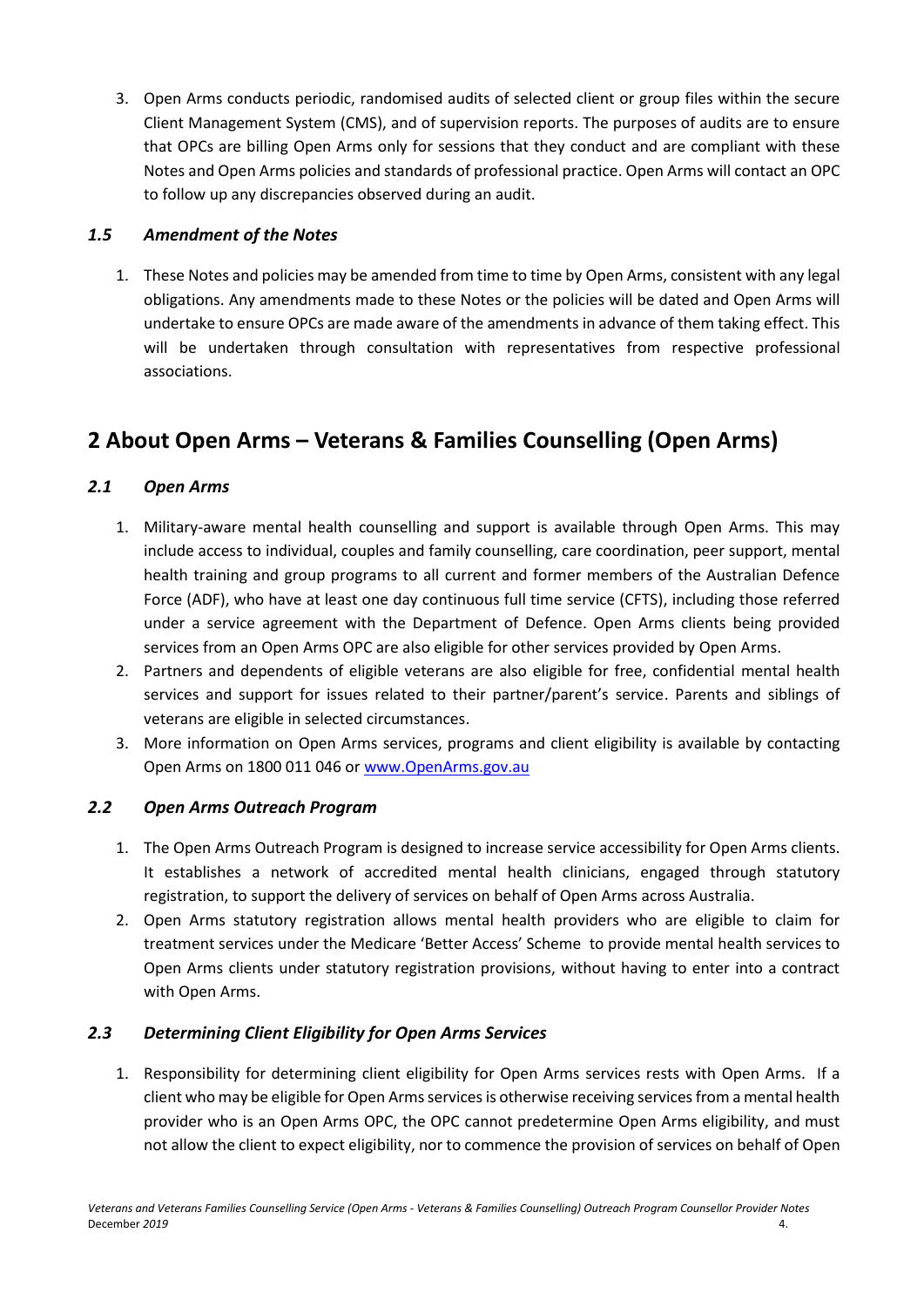3. Open Arms conducts periodic, randomised audits of selected client or group files within the secure Client Management System (CMS), and of supervision reports. The purposes of audits are to ensure that OPCs are billing Open Arms only for sessions that they conduct and are compliant with these Notes and Open Arms policies and standards of professional practice. Open Arms will contact an OPC to follow up any discrepancies observed during an audit.

### *1.5 Amendment of the Notes*

1. These Notes and policies may be amended from time to time by Open Arms, consistent with any legal obligations. Any amendments made to these Notes or the policies will be dated and Open Arms will undertake to ensure OPCs are made aware of the amendments in advance of them taking effect. This will be undertaken through consultation with representatives from respective professional associations.

## 2 About Open Arms – Veterans & Families Counselling (Open Arms)

### *2.1 Open Arms*

1. Military-aware mental health counselling and support is available through Open Arms. This may include access to individual, couples and family counselling, care coordination, peer support, mental health training and group programs to all current and former members of the Australian Defence Force (ADF), who have at least one day continuous full time service (CFTS), including those referred under a service agreement with the Department of Defence. Open Arms clients being provided services from an Open Arms OPC are also eligible for other services provided by Open Arms.
2. Partners and dependents of eligible veterans are also eligible for free, confidential mental health services and support for issues related to their partner/parent's service. Parents and siblings of veterans are eligible in selected circumstances.
3. More information on Open Arms services, programs and client eligibility is available by contacting Open Arms on 1800 011 046 or [www.OpenArms.gov.au](www.OpenArms.gov.au)

### *2.2 Open Arms Outreach Program*

1. The Open Arms Outreach Program is designed to increase service accessibility for Open Arms clients. It establishes a network of accredited mental health clinicians, engaged through statutory registration, to support the delivery of services on behalf of Open Arms across Australia.
2. Open Arms statutory registration allows mental health providers who are eligible to claim for treatment services under the Medicare 'Better Access' Scheme to provide mental health services to Open Arms clients under statutory registration provisions, without having to enter into a contract with Open Arms.

### *2.3 Determining Client Eligibility for Open Arms Services*

1. Responsibility for determining client eligibility for Open Arms services rests with Open Arms. If a client who may be eligible for Open Arms services is otherwise receiving services from a mental health provider who is an Open Arms OPC, the OPC cannot predetermine Open Arms eligibility, and must not allow the client to expect eligibility, nor to commence the provision of services on behalf of Open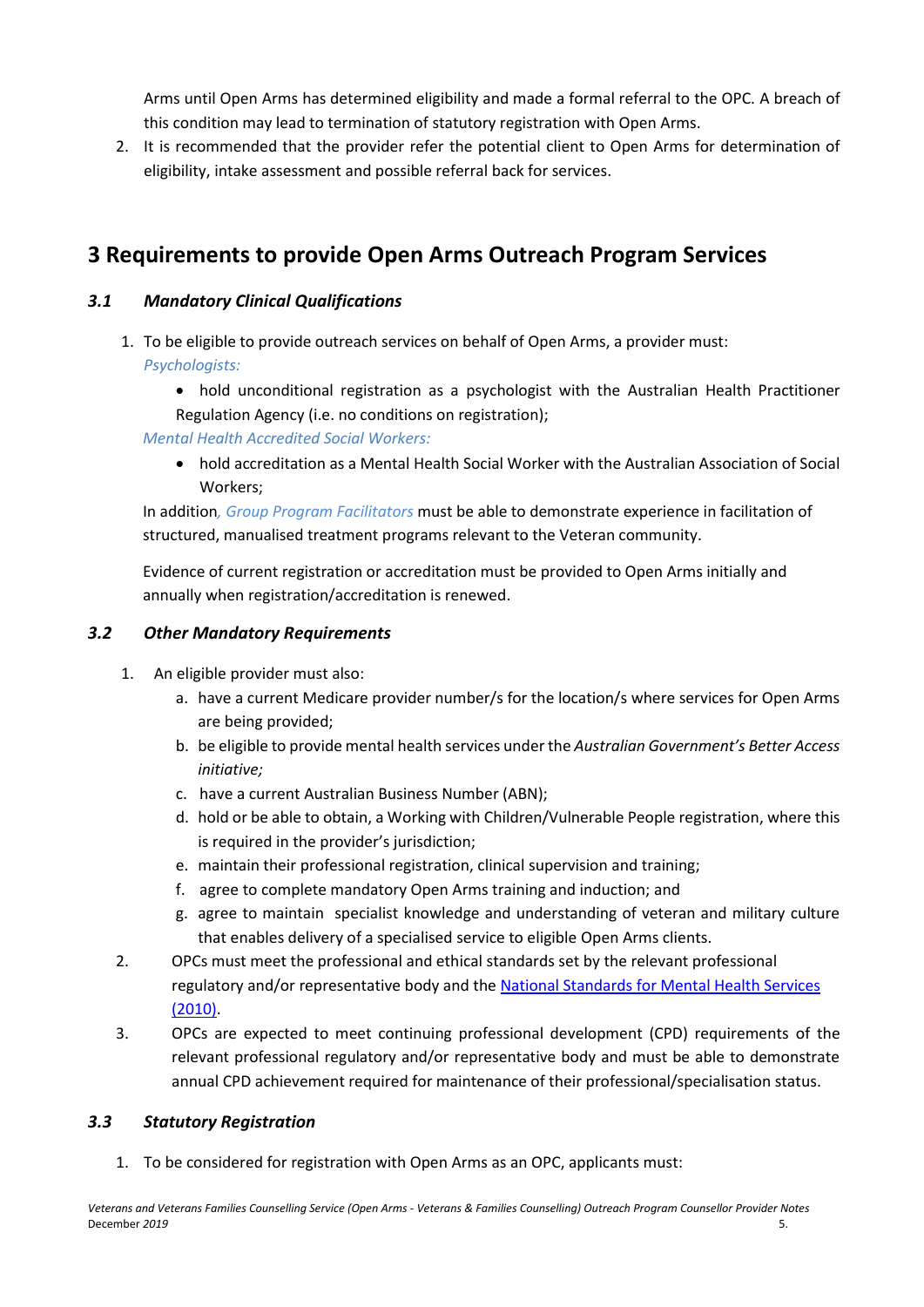Arms until Open Arms has determined eligibility and made a formal referral to the OPC. A breach of this condition may lead to termination of statutory registration with Open Arms.

2. It is recommended that the provider refer the potential client to Open Arms for determination of eligibility, intake assessment and possible referral back for services.

## 3 Requirements to provide Open Arms Outreach Program Services

### *3.1 Mandatory Clinical Qualifications*

1. To be eligible to provide outreach services on behalf of Open Arms, a provider must:

   *Psychologists:*

   - hold unconditional registration as a psychologist with the Australian Health Practitioner Regulation Agency (i.e. no conditions on registration);

   *Mental Health Accredited Social Workers:*

   - hold accreditation as a Mental Health Social Worker with the Australian Association of Social Workers;

   In addition*, Group Program Facilitators* must be able to demonstrate experience in facilitation of structured, manualised treatment programs relevant to the Veteran community.

   Evidence of current registration or accreditation must be provided to Open Arms initially and annually when registration/accreditation is renewed.

### *3.2 Other Mandatory Requirements*

1. An eligible provider must also:
   a. have a current Medicare provider number/s for the location/s where services for Open Arms are being provided;
   b. be eligible to provide mental health services under the *Australian Government's Better Access initiative;*
   c. have a current Australian Business Number (ABN);
   d. hold or be able to obtain, a Working with Children/Vulnerable People registration, where this is required in the provider's jurisdiction;
   e. maintain their professional registration, clinical supervision and training;
   f. agree to complete mandatory Open Arms training and induction; and
   g. agree to maintain specialist knowledge and understanding of veteran and military culture that enables delivery of a specialised service to eligible Open Arms clients.
2. OPCs must meet the professional and ethical standards set by the relevant professional regulatory and/or representative body and the National Standards for Mental Health Services (2010).
3. OPCs are expected to meet continuing professional development (CPD) requirements of the relevant professional regulatory and/or representative body and must be able to demonstrate annual CPD achievement required for maintenance of their professional/specialisation status.

### *3.3 Statutory Registration*

1. To be considered for registration with Open Arms as an OPC, applicants must: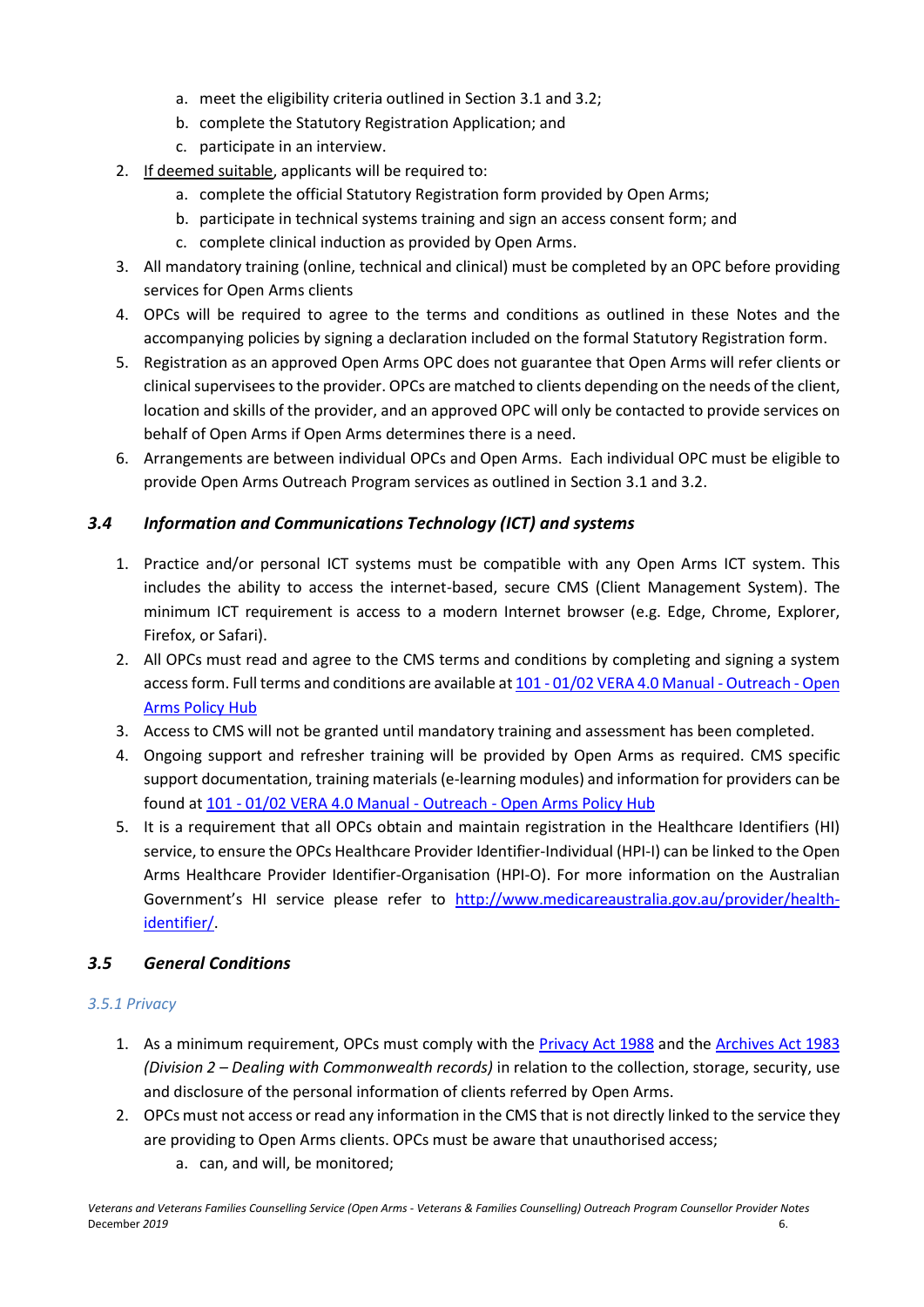a. meet the eligibility criteria outlined in Section 3.1 and 3.2;
   b. complete the Statutory Registration Application; and
   c. participate in an interview.
2. If deemed suitable, applicants will be required to:
   a. complete the official Statutory Registration form provided by Open Arms;
   b. participate in technical systems training and sign an access consent form; and
   c. complete clinical induction as provided by Open Arms.
3. All mandatory training (online, technical and clinical) must be completed by an OPC before providing services for Open Arms clients
4. OPCs will be required to agree to the terms and conditions as outlined in these Notes and the accompanying policies by signing a declaration included on the formal Statutory Registration form.
5. Registration as an approved Open Arms OPC does not guarantee that Open Arms will refer clients or clinical supervisees to the provider. OPCs are matched to clients depending on the needs of the client, location and skills of the provider, and an approved OPC will only be contacted to provide services on behalf of Open Arms if Open Arms determines there is a need.
6. Arrangements are between individual OPCs and Open Arms. Each individual OPC must be eligible to provide Open Arms Outreach Program services as outlined in Section 3.1 and 3.2.

### *3.4 Information and Communications Technology (ICT) and systems*

1. Practice and/or personal ICT systems must be compatible with any Open Arms ICT system. This includes the ability to access the internet-based, secure CMS (Client Management System). The minimum ICT requirement is access to a modern Internet browser (e.g. Edge, Chrome, Explorer, Firefox, or Safari).
2. All OPCs must read and agree to the CMS terms and conditions by completing and signing a system access form. Full terms and conditions are available at 101 - 01/02 VERA 4.0 Manual - Outreach - Open Arms Policy Hub
3. Access to CMS will not be granted until mandatory training and assessment has been completed.
4. Ongoing support and refresher training will be provided by Open Arms as required. CMS specific support documentation, training materials (e-learning modules) and information for providers can be found at 101 - 01/02 VERA 4.0 Manual - Outreach - Open Arms Policy Hub
5. It is a requirement that all OPCs obtain and maintain registration in the Healthcare Identifiers (HI) service, to ensure the OPCs Healthcare Provider Identifier-Individual (HPI-I) can be linked to the Open Arms Healthcare Provider Identifier-Organisation (HPI-O). For more information on the Australian Government's HI service please refer to http://www.medicareaustralia.gov.au/provider/health-identifier/.

### *3.5 General Conditions*

#### *3.5.1 Privacy*

1. As a minimum requirement, OPCs must comply with the Privacy Act 1988 and the Archives Act 1983 *(Division 2 – Dealing with Commonwealth records)* in relation to the collection, storage, security, use and disclosure of the personal information of clients referred by Open Arms.
2. OPCs must not access or read any information in the CMS that is not directly linked to the service they are providing to Open Arms clients. OPCs must be aware that unauthorised access;
   a. can, and will, be monitored;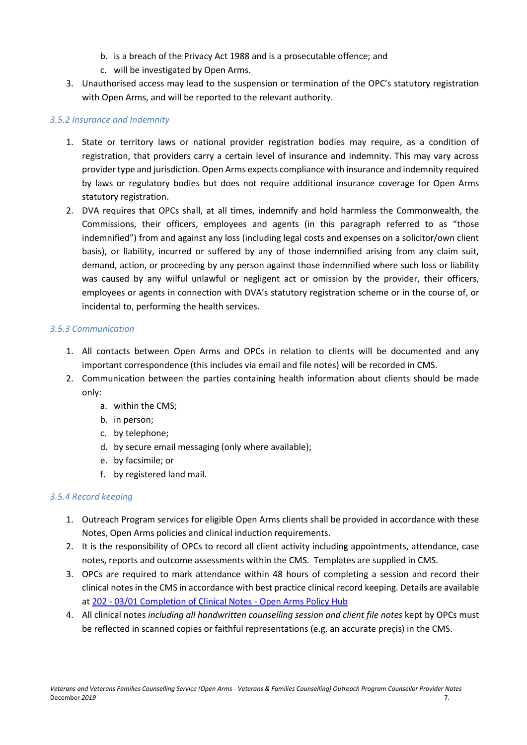b. is a breach of the Privacy Act 1988 and is a prosecutable offence; and
   c. will be investigated by Open Arms.
3. Unauthorised access may lead to the suspension or termination of the OPC's statutory registration with Open Arms, and will be reported to the relevant authority.

### *3.5.2 Insurance and Indemnity*

1. State or territory laws or national provider registration bodies may require, as a condition of registration, that providers carry a certain level of insurance and indemnity. This may vary across provider type and jurisdiction. Open Arms expects compliance with insurance and indemnity required by laws or regulatory bodies but does not require additional insurance coverage for Open Arms statutory registration.
2. DVA requires that OPCs shall, at all times, indemnify and hold harmless the Commonwealth, the Commissions, their officers, employees and agents (in this paragraph referred to as "those indemnified") from and against any loss (including legal costs and expenses on a solicitor/own client basis), or liability, incurred or suffered by any of those indemnified arising from any claim suit, demand, action, or proceeding by any person against those indemnified where such loss or liability was caused by any wilful unlawful or negligent act or omission by the provider, their officers, employees or agents in connection with DVA's statutory registration scheme or in the course of, or incidental to, performing the health services.

### *3.5.3 Communication*

1. All contacts between Open Arms and OPCs in relation to clients will be documented and any important correspondence (this includes via email and file notes) will be recorded in CMS.
2. Communication between the parties containing health information about clients should be made only:
   a. within the CMS;
   b. in person;
   c. by telephone;
   d. by secure email messaging (only where available);
   e. by facsimile; or
   f. by registered land mail.

### *3.5.4 Record keeping*

1. Outreach Program services for eligible Open Arms clients shall be provided in accordance with these Notes, Open Arms policies and clinical induction requirements.
2. It is the responsibility of OPCs to record all client activity including appointments, attendance, case notes, reports and outcome assessments within the CMS. Templates are supplied in CMS.
3. OPCs are required to mark attendance within 48 hours of completing a session and record their clinical notes in the CMS in accordance with best practice clinical record keeping. Details are available at [202 - 03/01 Completion of Clinical Notes - Open Arms Policy Hub]
4. All clinical notes *including all handwritten counselling session and client file notes* kept by OPCs must be reflected in scanned copies or faithful representations (e.g. an accurate preçis) in the CMS.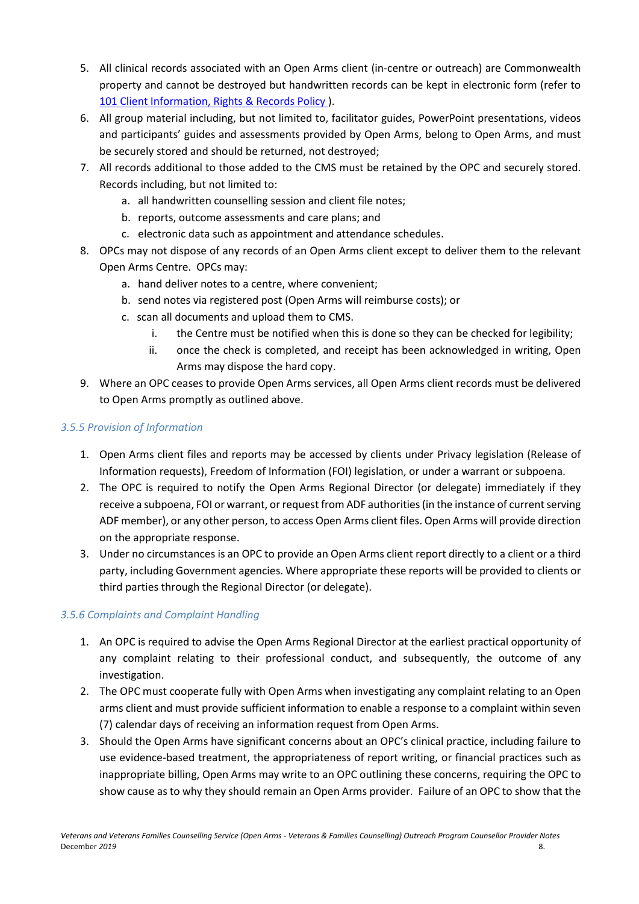5. All clinical records associated with an Open Arms client (in-centre or outreach) are Commonwealth property and cannot be destroyed but handwritten records can be kept in electronic form (refer to [101 Client Information, Rights & Records Policy](#) ).
6. All group material including, but not limited to, facilitator guides, PowerPoint presentations, videos and participants' guides and assessments provided by Open Arms, belong to Open Arms, and must be securely stored and should be returned, not destroyed;
7. All records additional to those added to the CMS must be retained by the OPC and securely stored. Records including, but not limited to:
   a. all handwritten counselling session and client file notes;
   b. reports, outcome assessments and care plans; and
   c. electronic data such as appointment and attendance schedules.
8. OPCs may not dispose of any records of an Open Arms client except to deliver them to the relevant Open Arms Centre. OPCs may:
   a. hand deliver notes to a centre, where convenient;
   b. send notes via registered post (Open Arms will reimburse costs); or
   c. scan all documents and upload them to CMS.
      i. the Centre must be notified when this is done so they can be checked for legibility;
      ii. once the check is completed, and receipt has been acknowledged in writing, Open Arms may dispose the hard copy.
9. Where an OPC ceases to provide Open Arms services, all Open Arms client records must be delivered to Open Arms promptly as outlined above.

### *3.5.5 Provision of Information*

1. Open Arms client files and reports may be accessed by clients under Privacy legislation (Release of Information requests), Freedom of Information (FOI) legislation, or under a warrant or subpoena.
2. The OPC is required to notify the Open Arms Regional Director (or delegate) immediately if they receive a subpoena, FOI or warrant, or request from ADF authorities (in the instance of current serving ADF member), or any other person, to access Open Arms client files. Open Arms will provide direction on the appropriate response.
3. Under no circumstances is an OPC to provide an Open Arms client report directly to a client or a third party, including Government agencies. Where appropriate these reports will be provided to clients or third parties through the Regional Director (or delegate).

### *3.5.6 Complaints and Complaint Handling*

1. An OPC is required to advise the Open Arms Regional Director at the earliest practical opportunity of any complaint relating to their professional conduct, and subsequently, the outcome of any investigation.
2. The OPC must cooperate fully with Open Arms when investigating any complaint relating to an Open arms client and must provide sufficient information to enable a response to a complaint within seven (7) calendar days of receiving an information request from Open Arms.
3. Should the Open Arms have significant concerns about an OPC's clinical practice, including failure to use evidence-based treatment, the appropriateness of report writing, or financial practices such as inappropriate billing, Open Arms may write to an OPC outlining these concerns, requiring the OPC to show cause as to why they should remain an Open Arms provider. Failure of an OPC to show that the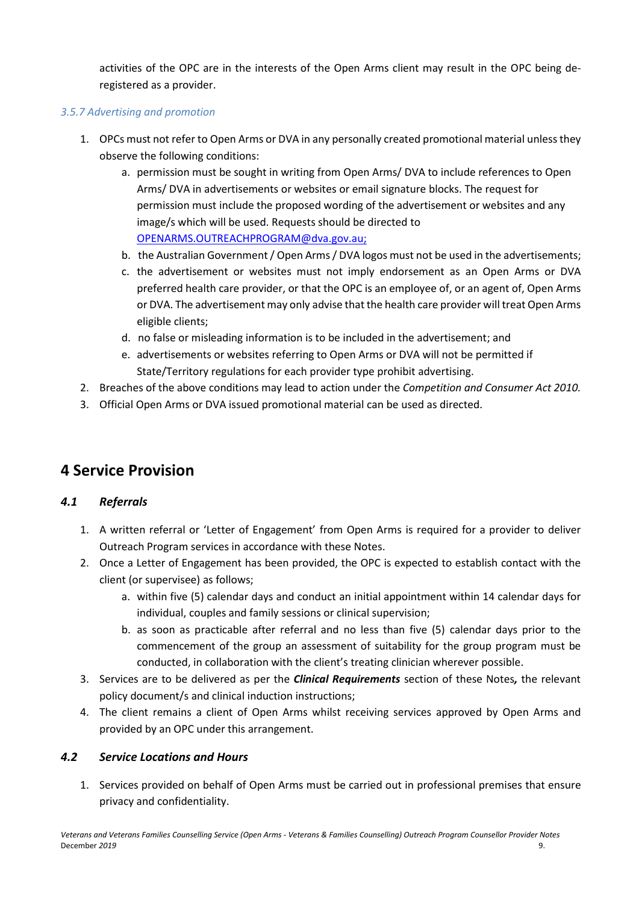activities of the OPC are in the interests of the Open Arms client may result in the OPC being de-registered as a provider.

#### *3.5.7 Advertising and promotion*

1. OPCs must not refer to Open Arms or DVA in any personally created promotional material unless they observe the following conditions:
    a. permission must be sought in writing from Open Arms/ DVA to include references to Open Arms/ DVA in advertisements or websites or email signature blocks. The request for permission must include the proposed wording of the advertisement or websites and any image/s which will be used. Requests should be directed to OPENARMS.OUTREACHPROGRAM@dva.gov.au;
    b. the Australian Government / Open Arms / DVA logos must not be used in the advertisements;
    c. the advertisement or websites must not imply endorsement as an Open Arms or DVA preferred health care provider, or that the OPC is an employee of, or an agent of, Open Arms or DVA. The advertisement may only advise that the health care provider will treat Open Arms eligible clients;
    d. no false or misleading information is to be included in the advertisement; and
    e. advertisements or websites referring to Open Arms or DVA will not be permitted if State/Territory regulations for each provider type prohibit advertising.
2. Breaches of the above conditions may lead to action under the *Competition and Consumer Act 2010.*
3. Official Open Arms or DVA issued promotional material can be used as directed.

# 4 Service Provision

## *4.1 Referrals*

1. A written referral or 'Letter of Engagement' from Open Arms is required for a provider to deliver Outreach Program services in accordance with these Notes.
2. Once a Letter of Engagement has been provided, the OPC is expected to establish contact with the client (or supervisee) as follows;
    a. within five (5) calendar days and conduct an initial appointment within 14 calendar days for individual, couples and family sessions or clinical supervision;
    b. as soon as practicable after referral and no less than five (5) calendar days prior to the commencement of the group an assessment of suitability for the group program must be conducted, in collaboration with the client's treating clinician wherever possible.
3. Services are to be delivered as per the ***Clinical Requirements*** section of these Notes***,*** the relevant policy document/s and clinical induction instructions;
4. The client remains a client of Open Arms whilst receiving services approved by Open Arms and provided by an OPC under this arrangement.

## *4.2 Service Locations and Hours*

1. Services provided on behalf of Open Arms must be carried out in professional premises that ensure privacy and confidentiality.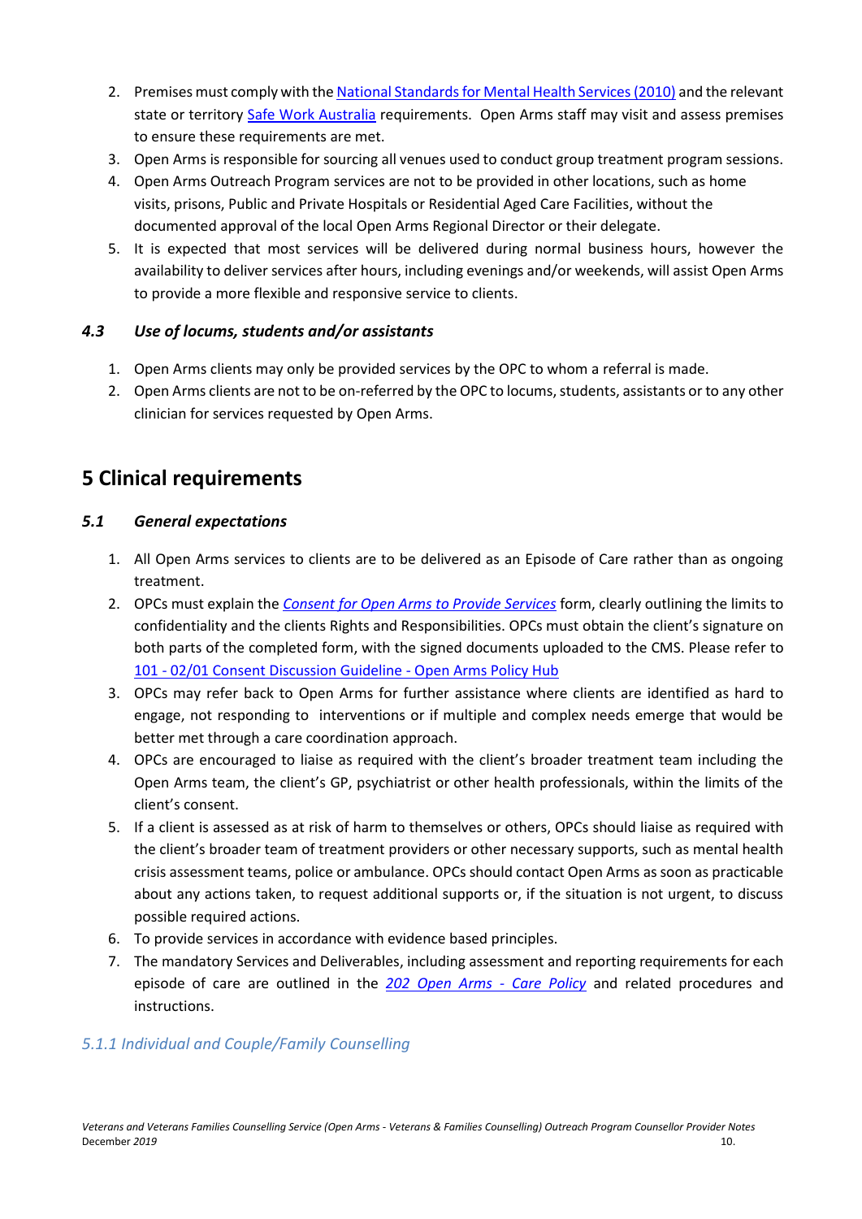2. Premises must comply with the [National Standards for Mental Health Services (2010)]() and the relevant state or territory [Safe Work Australia]() requirements. Open Arms staff may visit and assess premises to ensure these requirements are met.
3. Open Arms is responsible for sourcing all venues used to conduct group treatment program sessions.
4. Open Arms Outreach Program services are not to be provided in other locations, such as home visits, prisons, Public and Private Hospitals or Residential Aged Care Facilities, without the documented approval of the local Open Arms Regional Director or their delegate.
5. It is expected that most services will be delivered during normal business hours, however the availability to deliver services after hours, including evenings and/or weekends, will assist Open Arms to provide a more flexible and responsive service to clients.

### *4.3 Use of locums, students and/or assistants*

1. Open Arms clients may only be provided services by the OPC to whom a referral is made.
2. Open Arms clients are not to be on-referred by the OPC to locums, students, assistants or to any other clinician for services requested by Open Arms.

## 5 Clinical requirements

### *5.1 General expectations*

1. All Open Arms services to clients are to be delivered as an Episode of Care rather than as ongoing treatment.
2. OPCs must explain the *Consent for Open Arms to Provide Services* form, clearly outlining the limits to confidentiality and the clients Rights and Responsibilities. OPCs must obtain the client's signature on both parts of the completed form, with the signed documents uploaded to the CMS. Please refer to 101 - 02/01 Consent Discussion Guideline - Open Arms Policy Hub
3. OPCs may refer back to Open Arms for further assistance where clients are identified as hard to engage, not responding to interventions or if multiple and complex needs emerge that would be better met through a care coordination approach.
4. OPCs are encouraged to liaise as required with the client's broader treatment team including the Open Arms team, the client's GP, psychiatrist or other health professionals, within the limits of the client's consent.
5. If a client is assessed as at risk of harm to themselves or others, OPCs should liaise as required with the client's broader team of treatment providers or other necessary supports, such as mental health crisis assessment teams, police or ambulance. OPCs should contact Open Arms as soon as practicable about any actions taken, to request additional supports or, if the situation is not urgent, to discuss possible required actions.
6. To provide services in accordance with evidence based principles.
7. The mandatory Services and Deliverables, including assessment and reporting requirements for each episode of care are outlined in the *202 Open Arms - Care Policy* and related procedures and instructions.

#### *5.1.1 Individual and Couple/Family Counselling*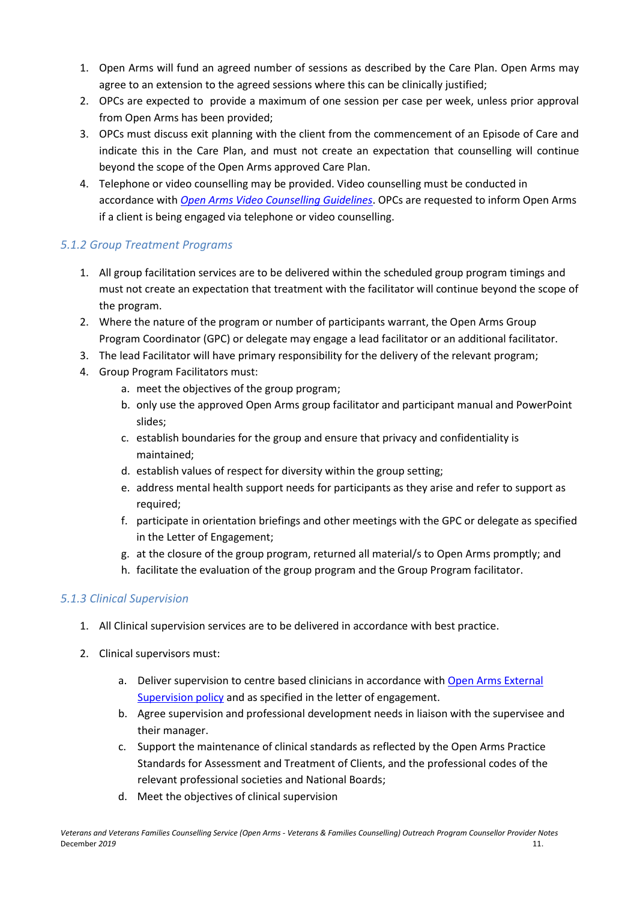1. Open Arms will fund an agreed number of sessions as described by the Care Plan. Open Arms may agree to an extension to the agreed sessions where this can be clinically justified;
2. OPCs are expected to provide a maximum of one session per case per week, unless prior approval from Open Arms has been provided;
3. OPCs must discuss exit planning with the client from the commencement of an Episode of Care and indicate this in the Care Plan, and must not create an expectation that counselling will continue beyond the scope of the Open Arms approved Care Plan.
4. Telephone or video counselling may be provided. Video counselling must be conducted in accordance with *Open Arms Video Counselling Guidelines*. OPCs are requested to inform Open Arms if a client is being engaged via telephone or video counselling.

### *5.1.2 Group Treatment Programs*

1. All group facilitation services are to be delivered within the scheduled group program timings and must not create an expectation that treatment with the facilitator will continue beyond the scope of the program.
2. Where the nature of the program or number of participants warrant, the Open Arms Group Program Coordinator (GPC) or delegate may engage a lead facilitator or an additional facilitator.
3. The lead Facilitator will have primary responsibility for the delivery of the relevant program;
4. Group Program Facilitators must:
   a. meet the objectives of the group program;
   b. only use the approved Open Arms group facilitator and participant manual and PowerPoint slides;
   c. establish boundaries for the group and ensure that privacy and confidentiality is maintained;
   d. establish values of respect for diversity within the group setting;
   e. address mental health support needs for participants as they arise and refer to support as required;
   f. participate in orientation briefings and other meetings with the GPC or delegate as specified in the Letter of Engagement;
   g. at the closure of the group program, returned all material/s to Open Arms promptly; and
   h. facilitate the evaluation of the group program and the Group Program facilitator.

### *5.1.3 Clinical Supervision*

1. All Clinical supervision services are to be delivered in accordance with best practice.
2. Clinical supervisors must:
   a. Deliver supervision to centre based clinicians in accordance with Open Arms External Supervision policy and as specified in the letter of engagement.
   b. Agree supervision and professional development needs in liaison with the supervisee and their manager.
   c. Support the maintenance of clinical standards as reflected by the Open Arms Practice Standards for Assessment and Treatment of Clients, and the professional codes of the relevant professional societies and National Boards;
   d. Meet the objectives of clinical supervision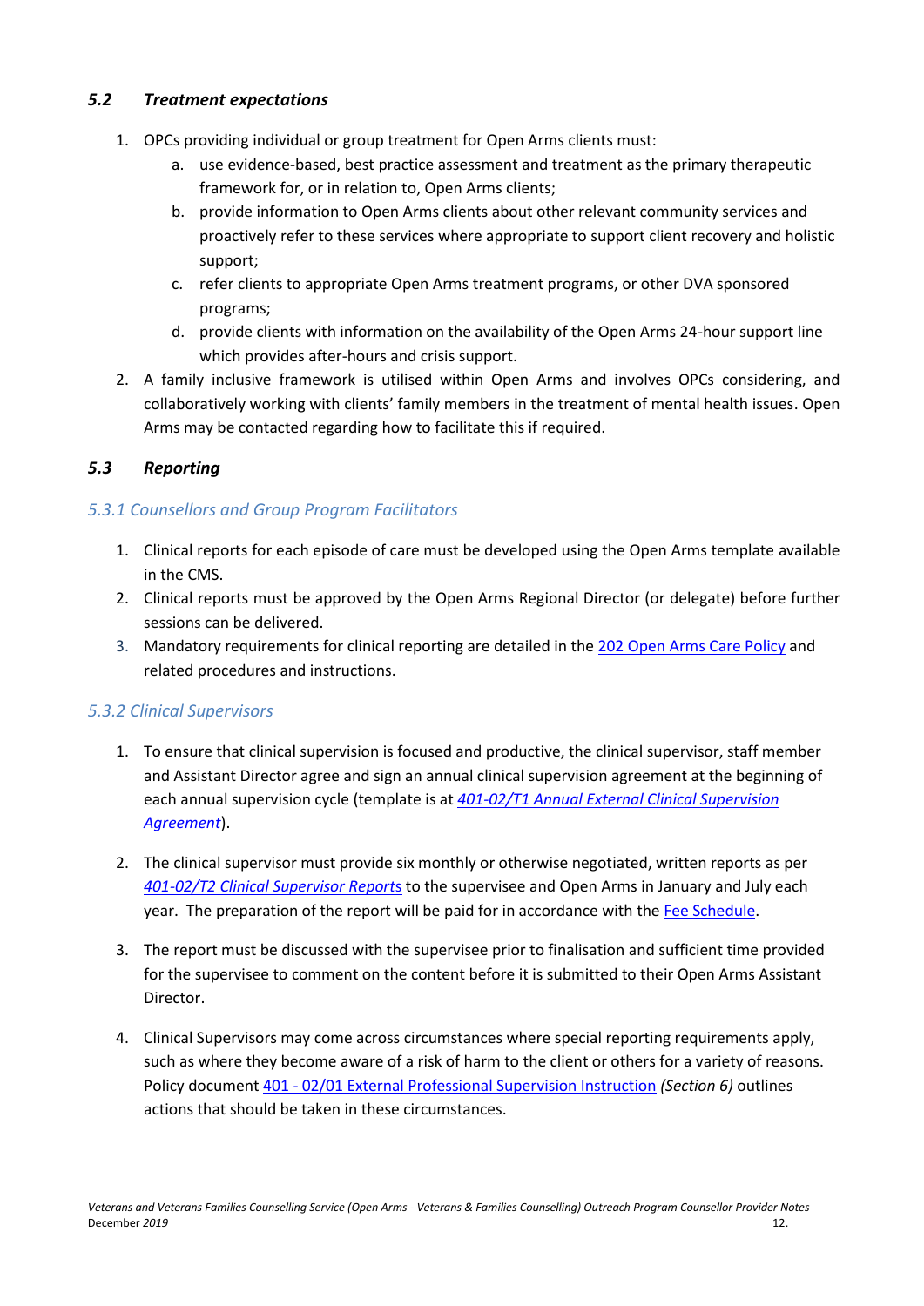### *5.2 Treatment expectations*

1. OPCs providing individual or group treatment for Open Arms clients must:
   a. use evidence-based, best practice assessment and treatment as the primary therapeutic framework for, or in relation to, Open Arms clients;
   b. provide information to Open Arms clients about other relevant community services and proactively refer to these services where appropriate to support client recovery and holistic support;
   c. refer clients to appropriate Open Arms treatment programs, or other DVA sponsored programs;
   d. provide clients with information on the availability of the Open Arms 24-hour support line which provides after-hours and crisis support.
2. A family inclusive framework is utilised within Open Arms and involves OPCs considering, and collaboratively working with clients' family members in the treatment of mental health issues. Open Arms may be contacted regarding how to facilitate this if required.

### *5.3 Reporting*

#### *5.3.1 Counsellors and Group Program Facilitators*

1. Clinical reports for each episode of care must be developed using the Open Arms template available in the CMS.
2. Clinical reports must be approved by the Open Arms Regional Director (or delegate) before further sessions can be delivered.
3. Mandatory requirements for clinical reporting are detailed in the 202 Open Arms Care Policy and related procedures and instructions.

#### *5.3.2 Clinical Supervisors*

1. To ensure that clinical supervision is focused and productive, the clinical supervisor, staff member and Assistant Director agree and sign an annual clinical supervision agreement at the beginning of each annual supervision cycle (template is at *401-02/T1 Annual External Clinical Supervision Agreement*).

2. The clinical supervisor must provide six monthly or otherwise negotiated, written reports as per *401-02/T2 Clinical Supervisor Reports* to the supervisee and Open Arms in January and July each year. The preparation of the report will be paid for in accordance with the Fee Schedule.

3. The report must be discussed with the supervisee prior to finalisation and sufficient time provided for the supervisee to comment on the content before it is submitted to their Open Arms Assistant Director.

4. Clinical Supervisors may come across circumstances where special reporting requirements apply, such as where they become aware of a risk of harm to the client or others for a variety of reasons. Policy document 401 - 02/01 External Professional Supervision Instruction *(Section 6)* outlines actions that should be taken in these circumstances.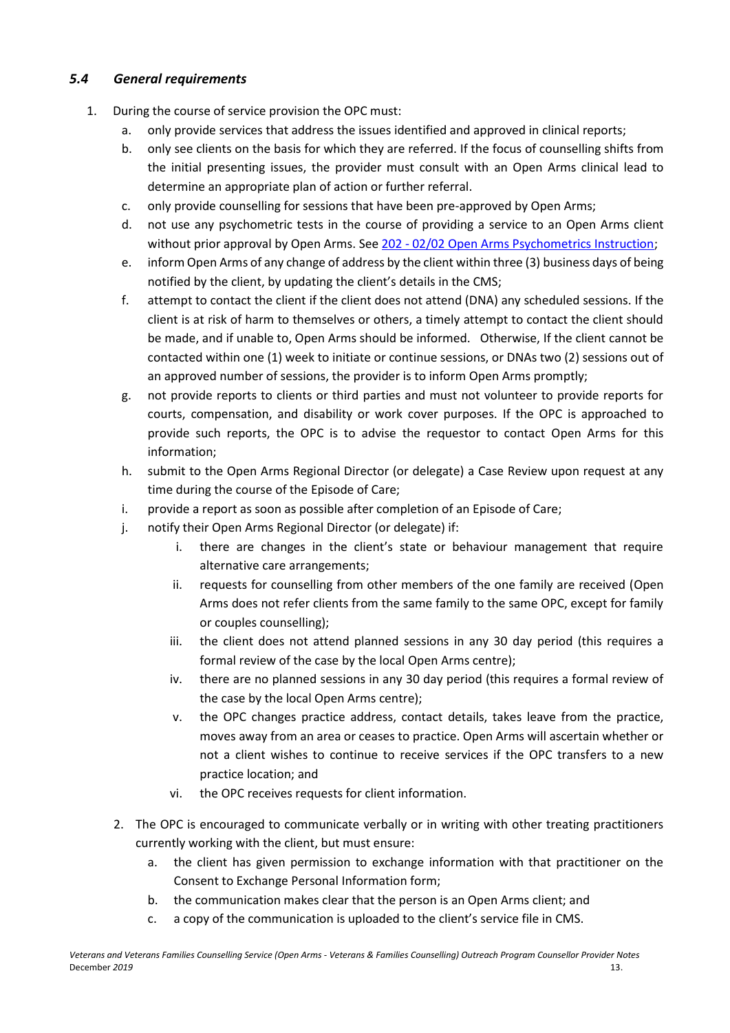### *5.4 General requirements*

1. During the course of service provision the OPC must:
   a. only provide services that address the issues identified and approved in clinical reports;
   b. only see clients on the basis for which they are referred. If the focus of counselling shifts from the initial presenting issues, the provider must consult with an Open Arms clinical lead to determine an appropriate plan of action or further referral.
   c. only provide counselling for sessions that have been pre-approved by Open Arms;
   d. not use any psychometric tests in the course of providing a service to an Open Arms client without prior approval by Open Arms. See [202 - 02/02 Open Arms Psychometrics Instruction](#);
   e. inform Open Arms of any change of address by the client within three (3) business days of being notified by the client, by updating the client's details in the CMS;
   f. attempt to contact the client if the client does not attend (DNA) any scheduled sessions. If the client is at risk of harm to themselves or others, a timely attempt to contact the client should be made, and if unable to, Open Arms should be informed. Otherwise, If the client cannot be contacted within one (1) week to initiate or continue sessions, or DNAs two (2) sessions out of an approved number of sessions, the provider is to inform Open Arms promptly;
   g. not provide reports to clients or third parties and must not volunteer to provide reports for courts, compensation, and disability or work cover purposes. If the OPC is approached to provide such reports, the OPC is to advise the requestor to contact Open Arms for this information;
   h. submit to the Open Arms Regional Director (or delegate) a Case Review upon request at any time during the course of the Episode of Care;
   i. provide a report as soon as possible after completion of an Episode of Care;
   j. notify their Open Arms Regional Director (or delegate) if:
      i. there are changes in the client's state or behaviour management that require alternative care arrangements;
      ii. requests for counselling from other members of the one family are received (Open Arms does not refer clients from the same family to the same OPC, except for family or couples counselling);
      iii. the client does not attend planned sessions in any 30 day period (this requires a formal review of the case by the local Open Arms centre);
      iv. there are no planned sessions in any 30 day period (this requires a formal review of the case by the local Open Arms centre);
      v. the OPC changes practice address, contact details, takes leave from the practice, moves away from an area or ceases to practice. Open Arms will ascertain whether or not a client wishes to continue to receive services if the OPC transfers to a new practice location; and
      vi. the OPC receives requests for client information.
2. The OPC is encouraged to communicate verbally or in writing with other treating practitioners currently working with the client, but must ensure:
   a. the client has given permission to exchange information with that practitioner on the Consent to Exchange Personal Information form;
   b. the communication makes clear that the person is an Open Arms client; and
   c. a copy of the communication is uploaded to the client's service file in CMS.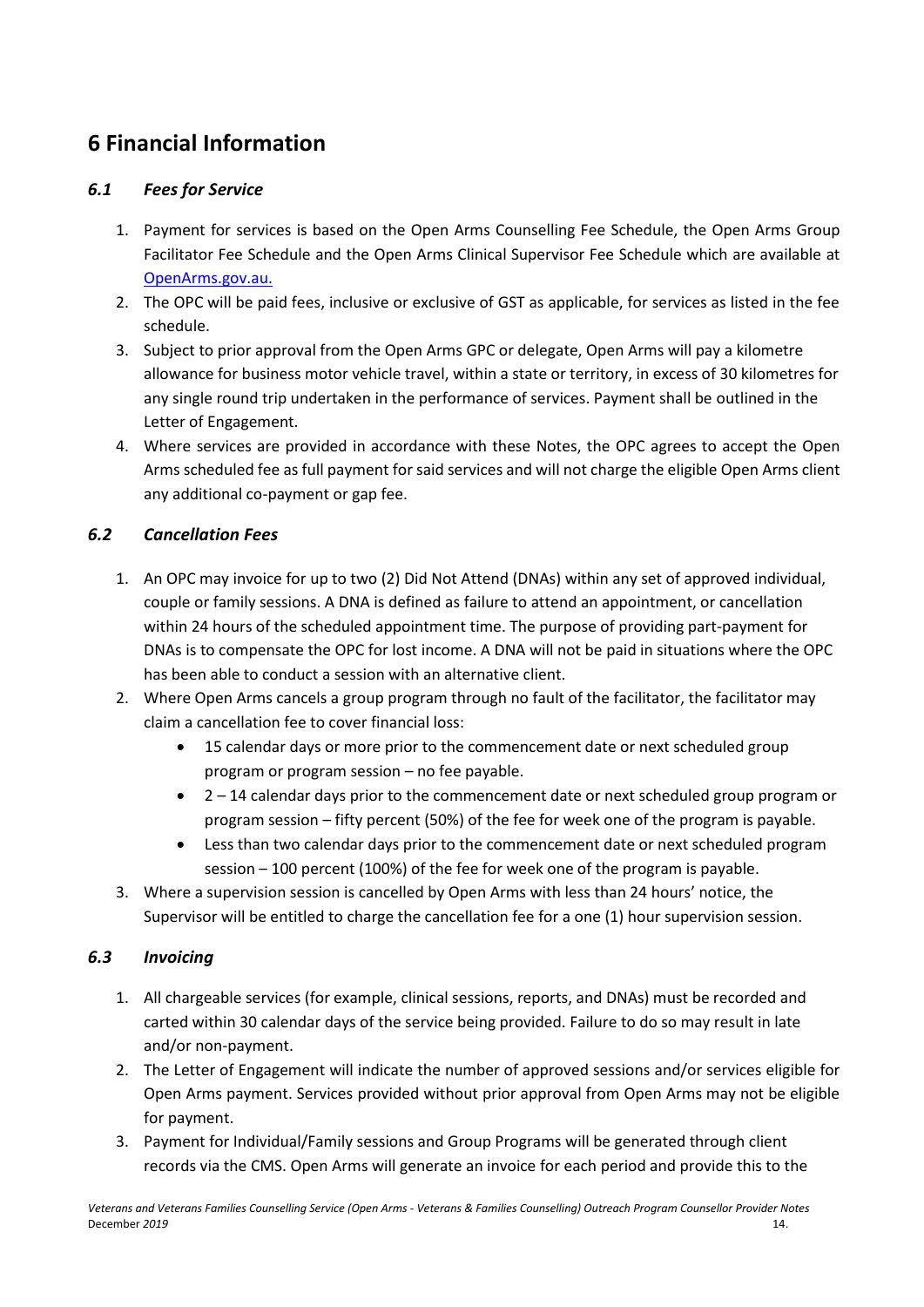# 6 Financial Information

### *6.1 Fees for Service*

1. Payment for services is based on the Open Arms Counselling Fee Schedule, the Open Arms Group Facilitator Fee Schedule and the Open Arms Clinical Supervisor Fee Schedule which are available at [OpenArms.gov.au.](OpenArms.gov.au)
2. The OPC will be paid fees, inclusive or exclusive of GST as applicable, for services as listed in the fee schedule.
3. Subject to prior approval from the Open Arms GPC or delegate, Open Arms will pay a kilometre allowance for business motor vehicle travel, within a state or territory, in excess of 30 kilometres for any single round trip undertaken in the performance of services. Payment shall be outlined in the Letter of Engagement.
4. Where services are provided in accordance with these Notes, the OPC agrees to accept the Open Arms scheduled fee as full payment for said services and will not charge the eligible Open Arms client any additional co-payment or gap fee.

### *6.2 Cancellation Fees*

1. An OPC may invoice for up to two (2) Did Not Attend (DNAs) within any set of approved individual, couple or family sessions. A DNA is defined as failure to attend an appointment, or cancellation within 24 hours of the scheduled appointment time. The purpose of providing part-payment for DNAs is to compensate the OPC for lost income. A DNA will not be paid in situations where the OPC has been able to conduct a session with an alternative client.
2. Where Open Arms cancels a group program through no fault of the facilitator, the facilitator may claim a cancellation fee to cover financial loss:
   - 15 calendar days or more prior to the commencement date or next scheduled group program or program session – no fee payable.
   - 2 – 14 calendar days prior to the commencement date or next scheduled group program or program session – fifty percent (50%) of the fee for week one of the program is payable.
   - Less than two calendar days prior to the commencement date or next scheduled program session – 100 percent (100%) of the fee for week one of the program is payable.
3. Where a supervision session is cancelled by Open Arms with less than 24 hours' notice, the Supervisor will be entitled to charge the cancellation fee for a one (1) hour supervision session.

### *6.3 Invoicing*

1. All chargeable services (for example, clinical sessions, reports, and DNAs) must be recorded and carted within 30 calendar days of the service being provided. Failure to do so may result in late and/or non-payment.
2. The Letter of Engagement will indicate the number of approved sessions and/or services eligible for Open Arms payment. Services provided without prior approval from Open Arms may not be eligible for payment.
3. Payment for Individual/Family sessions and Group Programs will be generated through client records via the CMS. Open Arms will generate an invoice for each period and provide this to the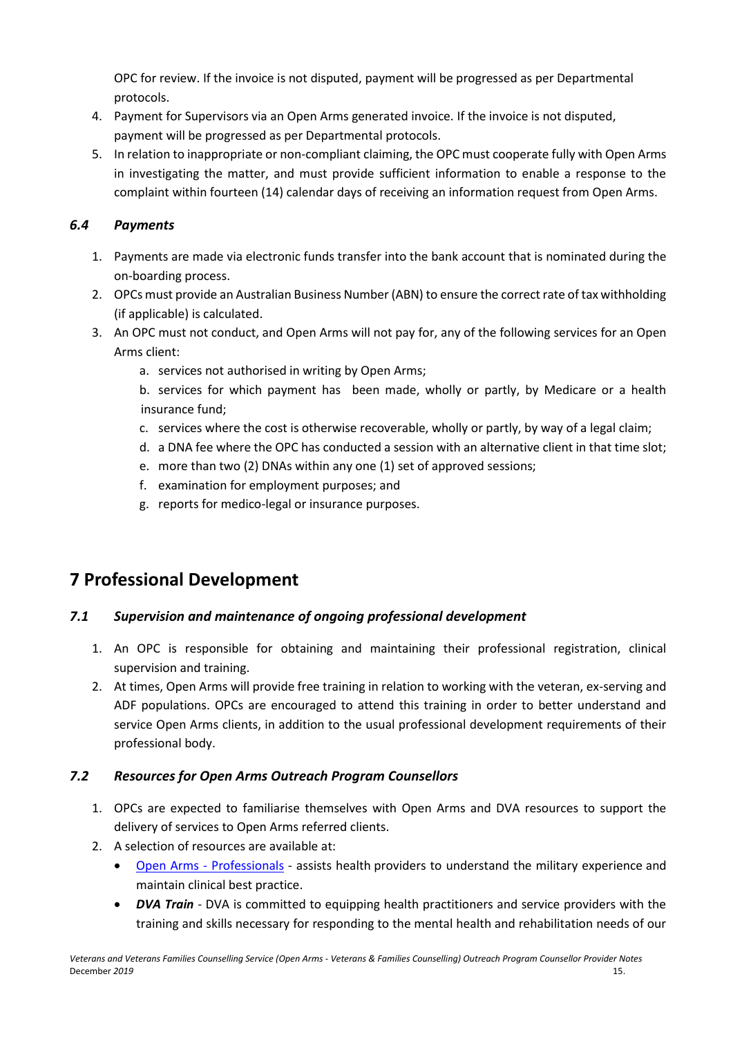OPC for review. If the invoice is not disputed, payment will be progressed as per Departmental protocols.

4. Payment for Supervisors via an Open Arms generated invoice. If the invoice is not disputed, payment will be progressed as per Departmental protocols.
5. In relation to inappropriate or non-compliant claiming, the OPC must cooperate fully with Open Arms in investigating the matter, and must provide sufficient information to enable a response to the complaint within fourteen (14) calendar days of receiving an information request from Open Arms.

### *6.4 Payments*

1. Payments are made via electronic funds transfer into the bank account that is nominated during the on-boarding process.
2. OPCs must provide an Australian Business Number (ABN) to ensure the correct rate of tax withholding (if applicable) is calculated.
3. An OPC must not conduct, and Open Arms will not pay for, any of the following services for an Open Arms client:
    a. services not authorised in writing by Open Arms;
    b. services for which payment has been made, wholly or partly, by Medicare or a health insurance fund;
    c. services where the cost is otherwise recoverable, wholly or partly, by way of a legal claim;
    d. a DNA fee where the OPC has conducted a session with an alternative client in that time slot;
    e. more than two (2) DNAs within any one (1) set of approved sessions;
    f. examination for employment purposes; and
    g. reports for medico-legal or insurance purposes.

## 7 Professional Development

### *7.1 Supervision and maintenance of ongoing professional development*

1. An OPC is responsible for obtaining and maintaining their professional registration, clinical supervision and training.
2. At times, Open Arms will provide free training in relation to working with the veteran, ex-serving and ADF populations. OPCs are encouraged to attend this training in order to better understand and service Open Arms clients, in addition to the usual professional development requirements of their professional body.

### *7.2 Resources for Open Arms Outreach Program Counsellors*

1. OPCs are expected to familiarise themselves with Open Arms and DVA resources to support the delivery of services to Open Arms referred clients.
2. A selection of resources are available at:
    - Open Arms - Professionals - assists health providers to understand the military experience and maintain clinical best practice.
    - ***DVA Train*** - DVA is committed to equipping health practitioners and service providers with the training and skills necessary for responding to the mental health and rehabilitation needs of our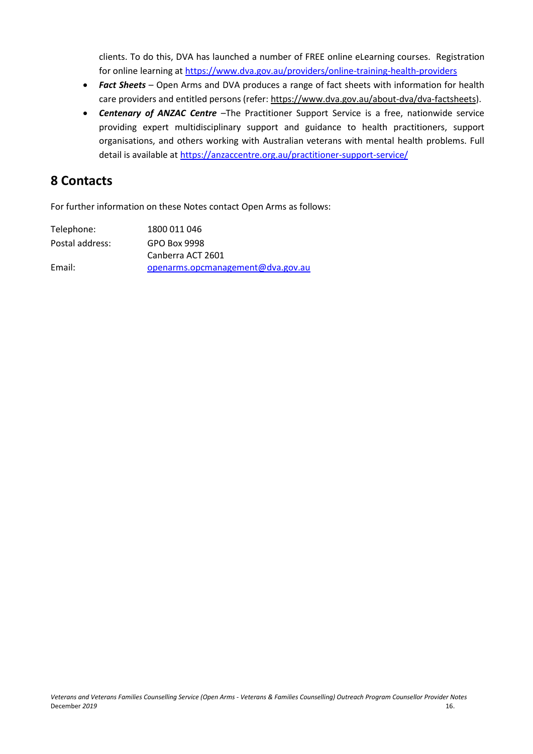clients. To do this, DVA has launched a number of FREE online eLearning courses. Registration for online learning at https://www.dva.gov.au/providers/online-training-health-providers

- ***Fact Sheets*** – Open Arms and DVA produces a range of fact sheets with information for health care providers and entitled persons (refer: https://www.dva.gov.au/about-dva/dva-factsheets).
- ***Centenary of ANZAC Centre*** –The Practitioner Support Service is a free, nationwide service providing expert multidisciplinary support and guidance to health practitioners, support organisations, and others working with Australian veterans with mental health problems. Full detail is available at https://anzaccentre.org.au/practitioner-support-service/

## 8 Contacts

For further information on these Notes contact Open Arms as follows:

| | |
|---|---|
| Telephone: | 1800 011 046 |
| Postal address: | GPO Box 9998<br>Canberra ACT 2601 |
| Email: | openarms.opcmanagement@dva.gov.au |